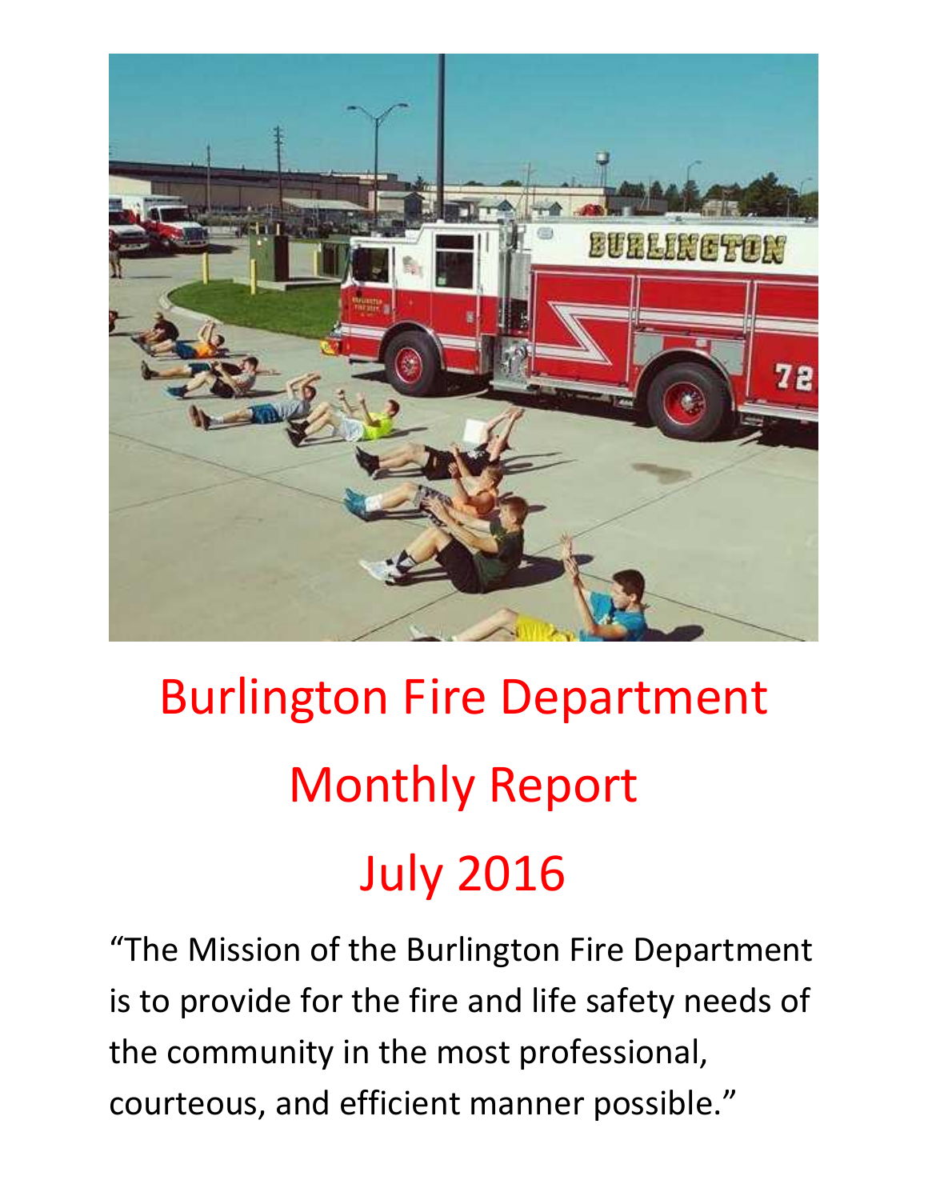# Burlington Fire Department

# Monthly Report

# July 2016

"The Mission of the Burlington Fire Department is to provide for the fire and life safety needs of the community in the most professional, courteous, and efficient manner possible."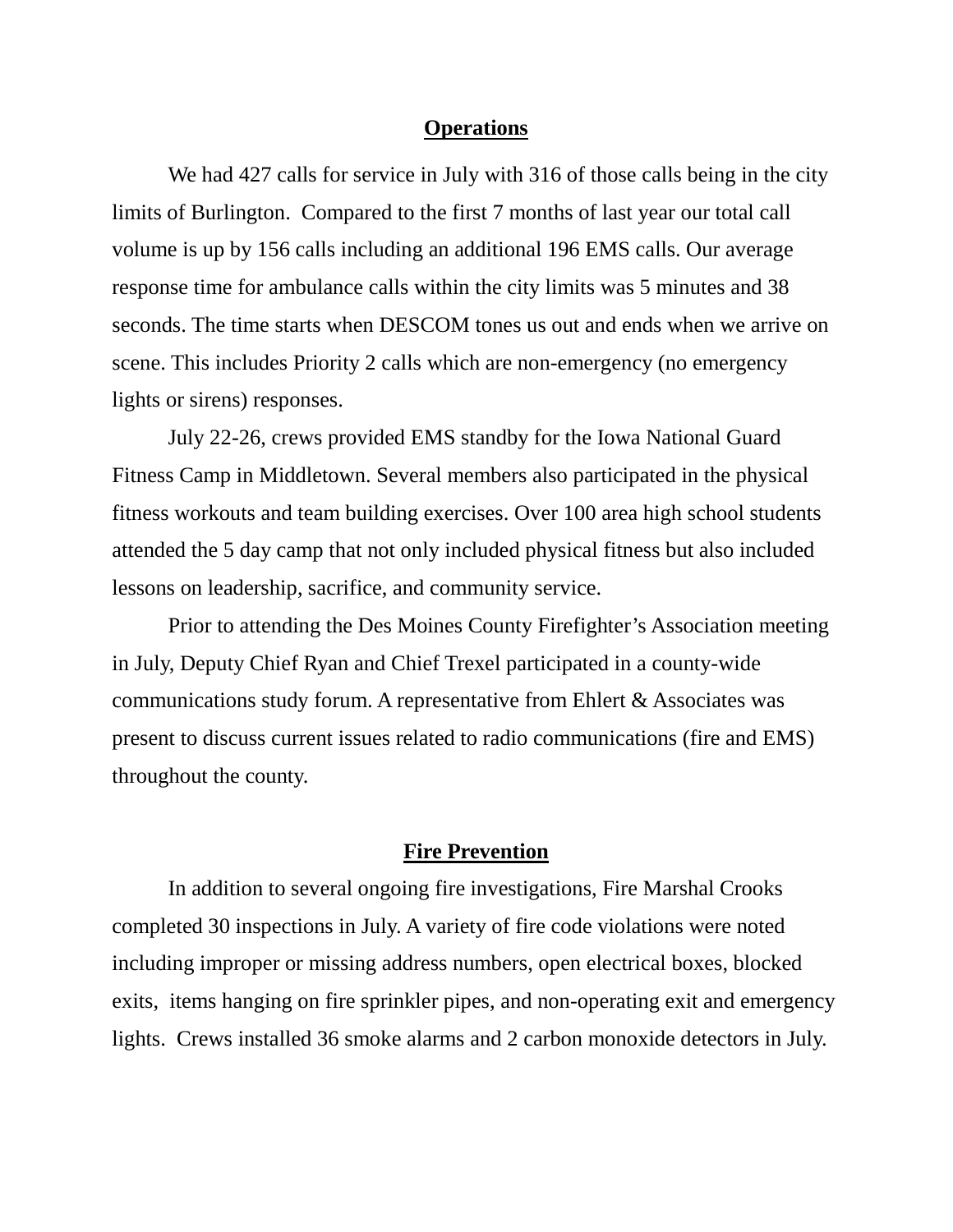## Operations

We had 427 calls for service in July with 316 of those calls being in the city limits of Burlington. Compared to the first 7 months of last year our total call volume is up by 156 calls including an additional 196 EMS calls. Our average response time for ambulance calls within the city limits was 5 minutes and 38 seconds. The time starts when DESCOM tones us out and ends when we arrive on scene. This includes Priority 2 calls which are non-emergency (no emergency lights or sirens) responses.

July 22-26, crews provided EMS standby for the Iowa National Guard Fitness Camp in Middletown. Several members also participated in the physical fitness workouts and team building exercises. Over 100 area high school students attended the 5 day camp that not only included physical fitness but also included lessons on leadership, sacrifice, and community service.

Prior to attending the Des Moines County Firefighter's Association meeting in July, Deputy Chief Ryan and Chief Trexel participated in a county-wide communications study forum. A representative from Ehlert & Associates was present to discuss current issues related to radio communications (fire and EMS) throughout the county.

## Fire Prevention

In addition to several ongoing fire investigations, Fire Marshal Crooks completed 30 inspections in July. A variety of fire code violations were noted including improper or missing address numbers, open electrical boxes, blocked exits, items hanging on fire sprinkler pipes, and non-operating exit and emergency lights. Crews installed 36 smoke alarms and 2 carbon monoxide detectors in July.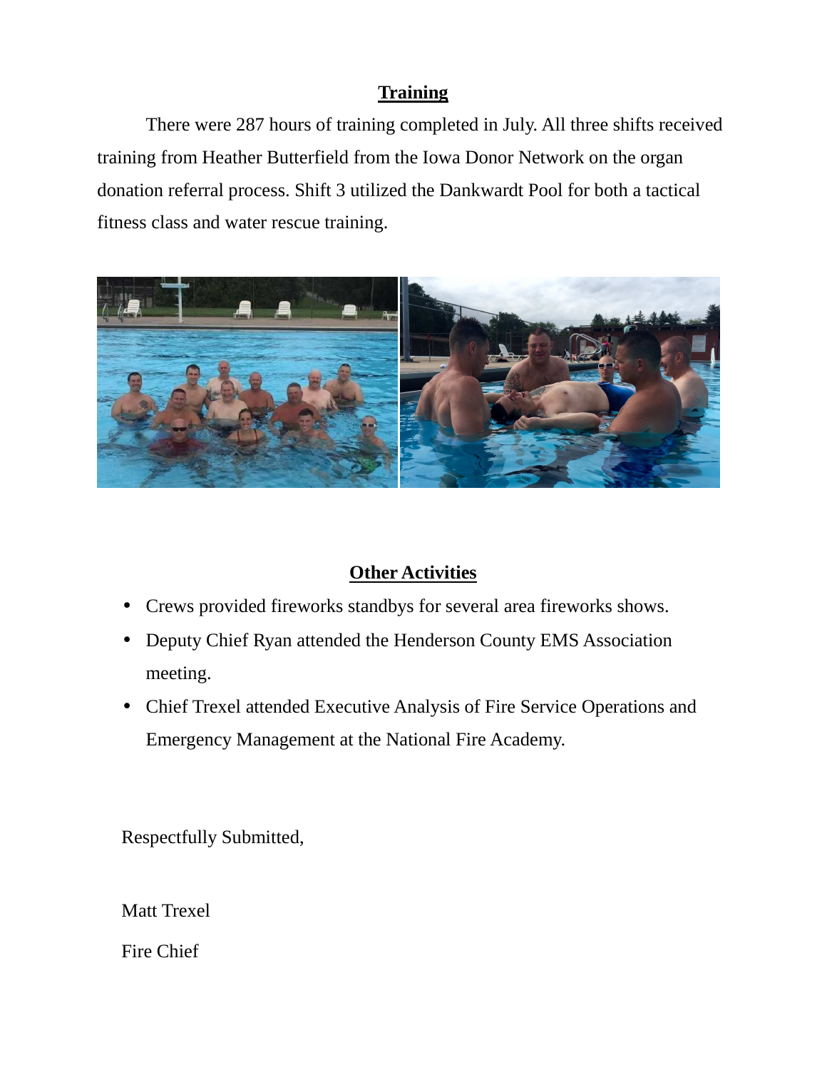## Training

There were 287 hours of training completed in July. All three shifts received training from Heather Butterfield from the Iowa Donor Network on the organ donation referral process. Shift 3 utilized the Dankwardt Pool for both a tactical fitness class and water rescue training.

## Other Activities

- Crews provided fireworks standbys for several area fireworks shows.
- Deputy Chief Ryan attended the Henderson County EMS Association meeting.
- Chief Trexel attended Executive Analysis of Fire Service Operations and Emergency Management at the National Fire Academy.

Respectfully Submitted,

Matt Trexel

Fire Chief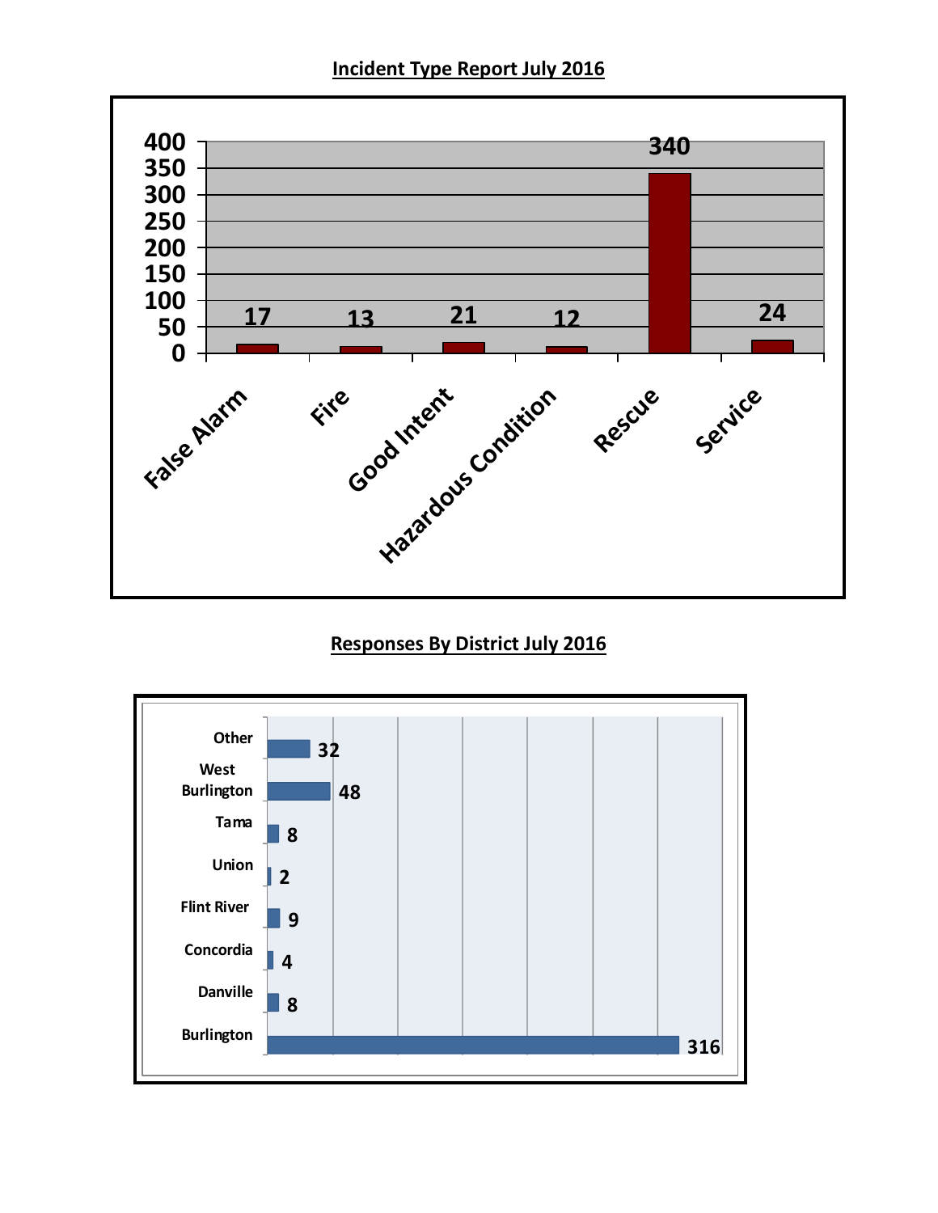## Incident Type Report July 2016

| Incident Type | Count |
|---|---|
| False Alarm | 17 |
| Fire | 13 |
| Good Intent | 21 |
| Hazardous Condition | 12 |
| Rescue | 340 |
| Service | 24 |

## Responses By District July 2016

| District | Responses |
|---|---|
| Other | 32 |
| West Burlington | 48 |
| Tama | 8 |
| Union | 2 |
| Flint River | 9 |
| Concordia | 4 |
| Danville | 8 |
| Burlington | 316 |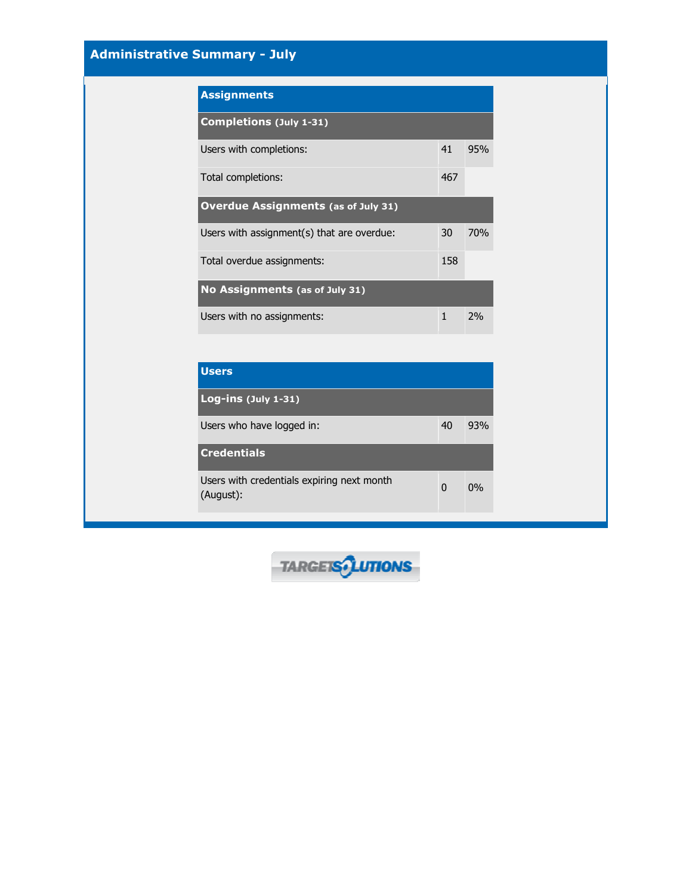# Administrative Summary - July

| Assignments | | |
|---|---|---|
| **Completions** (July 1-31) | | |
| Users with completions: | 41 | 95% |
| Total completions: | 467 | |
| **Overdue Assignments** (as of July 31) | | |
| Users with assignment(s) that are overdue: | 30 | 70% |
| Total overdue assignments: | 158 | |
| **No Assignments** (as of July 31) | | |
| Users with no assignments: | 1 | 2% |

| Users | | |
|---|---|---|
| **Log-ins** (July 1-31) | | |
| Users who have logged in: | 40 | 93% |
| **Credentials** | | |
| Users with credentials expiring next month (August): | 0 | 0% |

TARGETSOLUTIONS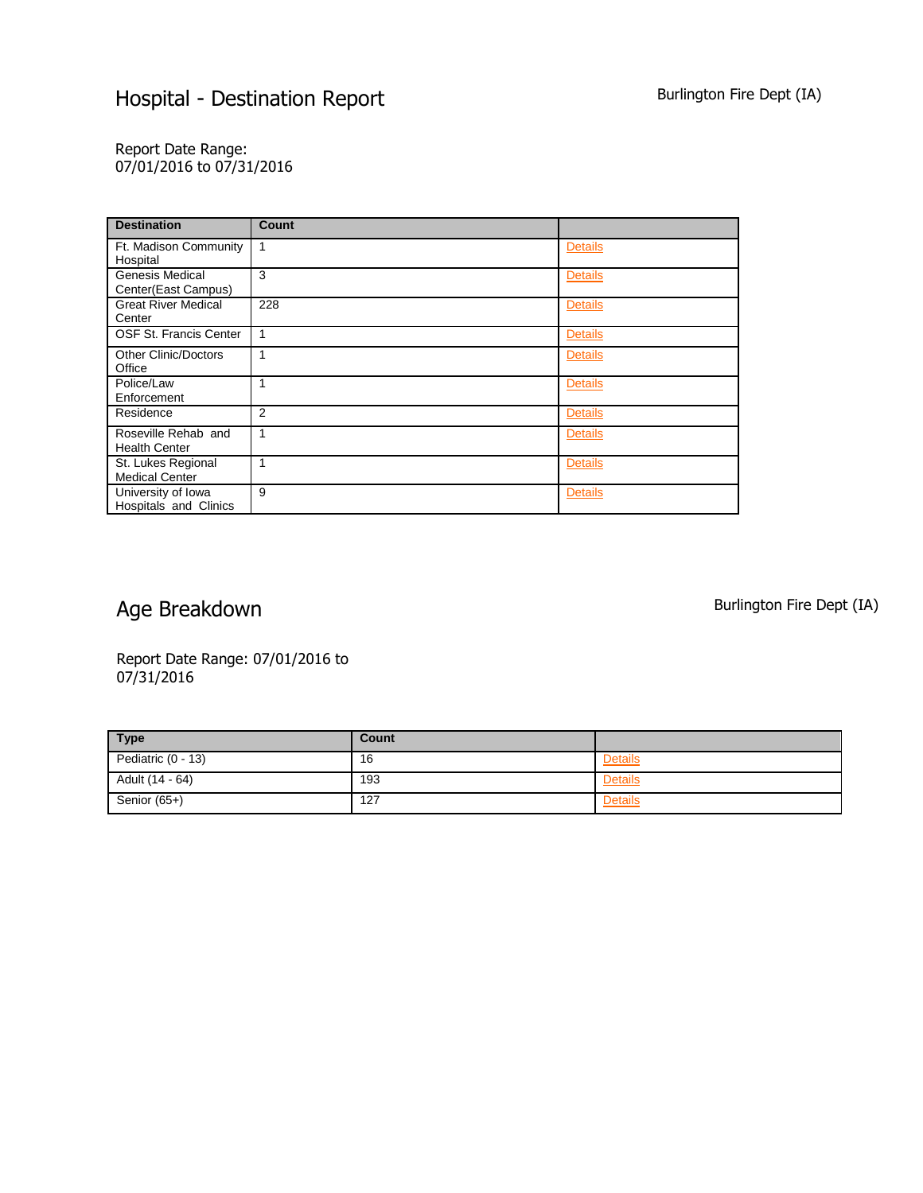# Hospital - Destination Report

Burlington Fire Dept (IA)

Report Date Range:
07/01/2016 to 07/31/2016

| Destination | Count | |
|---|---|---|
| Ft. Madison Community Hospital | 1 | Details |
| Genesis Medical Center(East Campus) | 3 | Details |
| Great River Medical Center | 228 | Details |
| OSF St. Francis Center | 1 | Details |
| Other Clinic/Doctors Office | 1 | Details |
| Police/Law Enforcement | 1 | Details |
| Residence | 2 | Details |
| Roseville Rehab and Health Center | 1 | Details |
| St. Lukes Regional Medical Center | 1 | Details |
| University of Iowa Hospitals and Clinics | 9 | Details |

# Age Breakdown

Burlington Fire Dept (IA)

Report Date Range: 07/01/2016 to 07/31/2016

| Type | Count | |
|---|---|---|
| Pediatric (0 - 13) | 16 | Details |
| Adult (14 - 64) | 193 | Details |
| Senior (65+) | 127 | Details |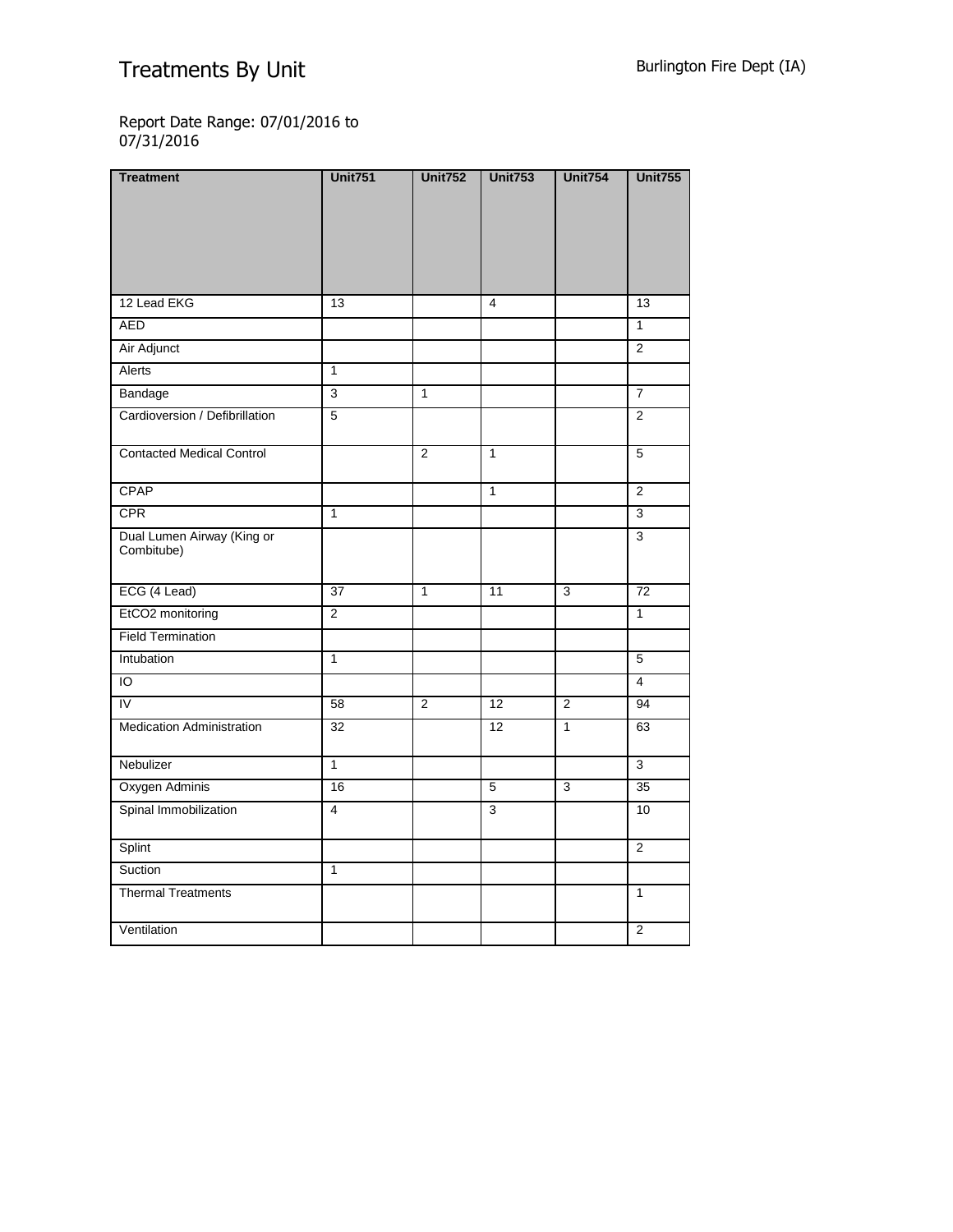# Treatments By Unit

Burlington Fire Dept (IA)

Report Date Range: 07/01/2016 to 07/31/2016

| Treatment | Unit751 | Unit752 | Unit753 | Unit754 | Unit755 |
|---|---|---|---|---|---|
| 12 Lead EKG | 13 | | 4 | | 13 |
| AED | | | | | 1 |
| Air Adjunct | | | | | 2 |
| Alerts | 1 | | | | |
| Bandage | 3 | 1 | | | 7 |
| Cardioversion / Defibrillation | 5 | | | | 2 |
| Contacted Medical Control | | 2 | 1 | | 5 |
| CPAP | | | 1 | | 2 |
| CPR | 1 | | | | 3 |
| Dual Lumen Airway (King or Combitube) | | | | | 3 |
| ECG (4 Lead) | 37 | 1 | 11 | 3 | 72 |
| EtCO2 monitoring | 2 | | | | 1 |
| Field Termination | | | | | |
| Intubation | 1 | | | | 5 |
| IO | | | | | 4 |
| IV | 58 | 2 | 12 | 2 | 94 |
| Medication Administration | 32 | | 12 | 1 | 63 |
| Nebulizer | 1 | | | | 3 |
| Oxygen Adminis | 16 | | 5 | 3 | 35 |
| Spinal Immobilization | 4 | | 3 | | 10 |
| Splint | | | | | 2 |
| Suction | 1 | | | | |
| Thermal Treatments | | | | | 1 |
| Ventilation | | | | | 2 |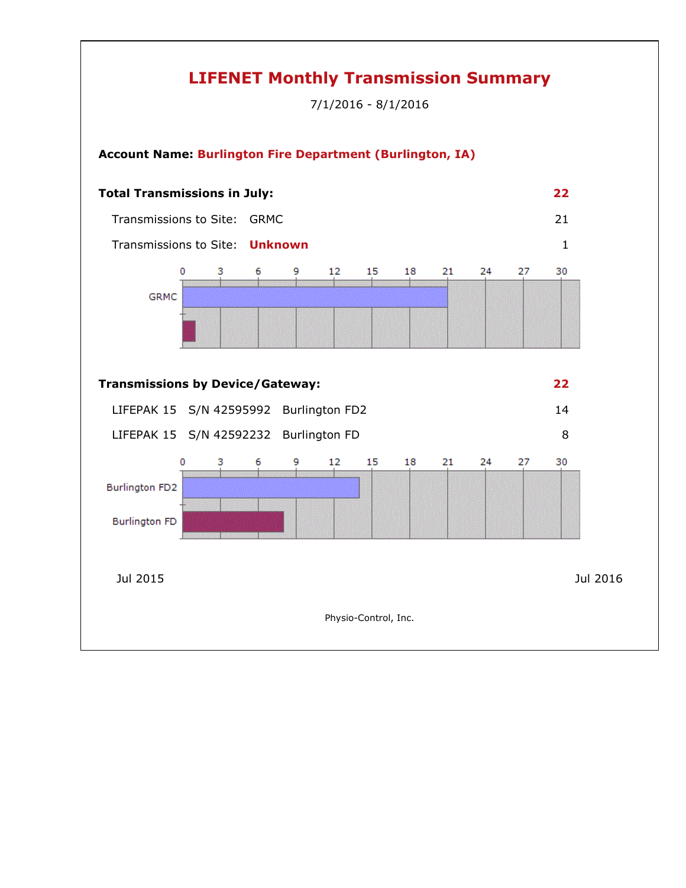# LIFENET Monthly Transmission Summary

7/1/2016 - 8/1/2016

**Account Name: Burlington Fire Department (Burlington, IA)**

| | | |
|---|---|---|
| **Total Transmissions in July:** | | **22** |
| Transmissions to Site: | GRMC | 21 |
| Transmissions to Site: | **Unknown** | 1 |

0 3 6 9 12 15 18 21 24 27 30

GRMC

| | | | | |
|---|---|---|---|---|
| **Transmissions by Device/Gateway:** | | | | **22** |
| LIFEPAK 15 | S/N 42595992 | Burlington FD2 | | 14 |
| LIFEPAK 15 | S/N 42592232 | Burlington FD | | 8 |

0 3 6 9 12 15 18 21 24 27 30

Burlington FD2

Burlington FD

Jul 2015

Jul 2016

Physio-Control, Inc.